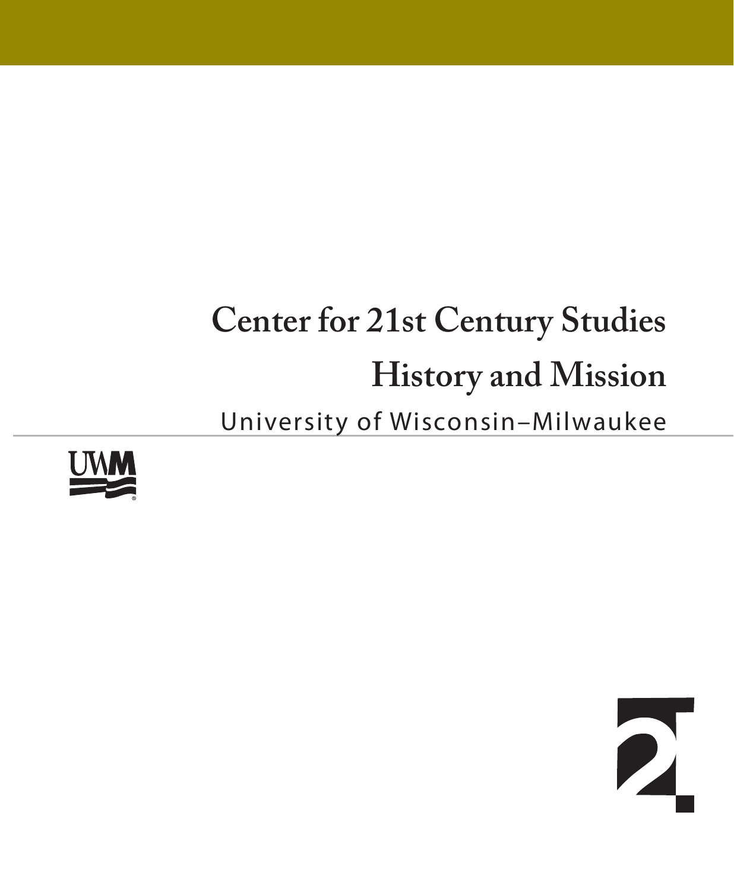# Center for 21st Century Studies

# History and Mission

University of Wisconsin–Milwaukee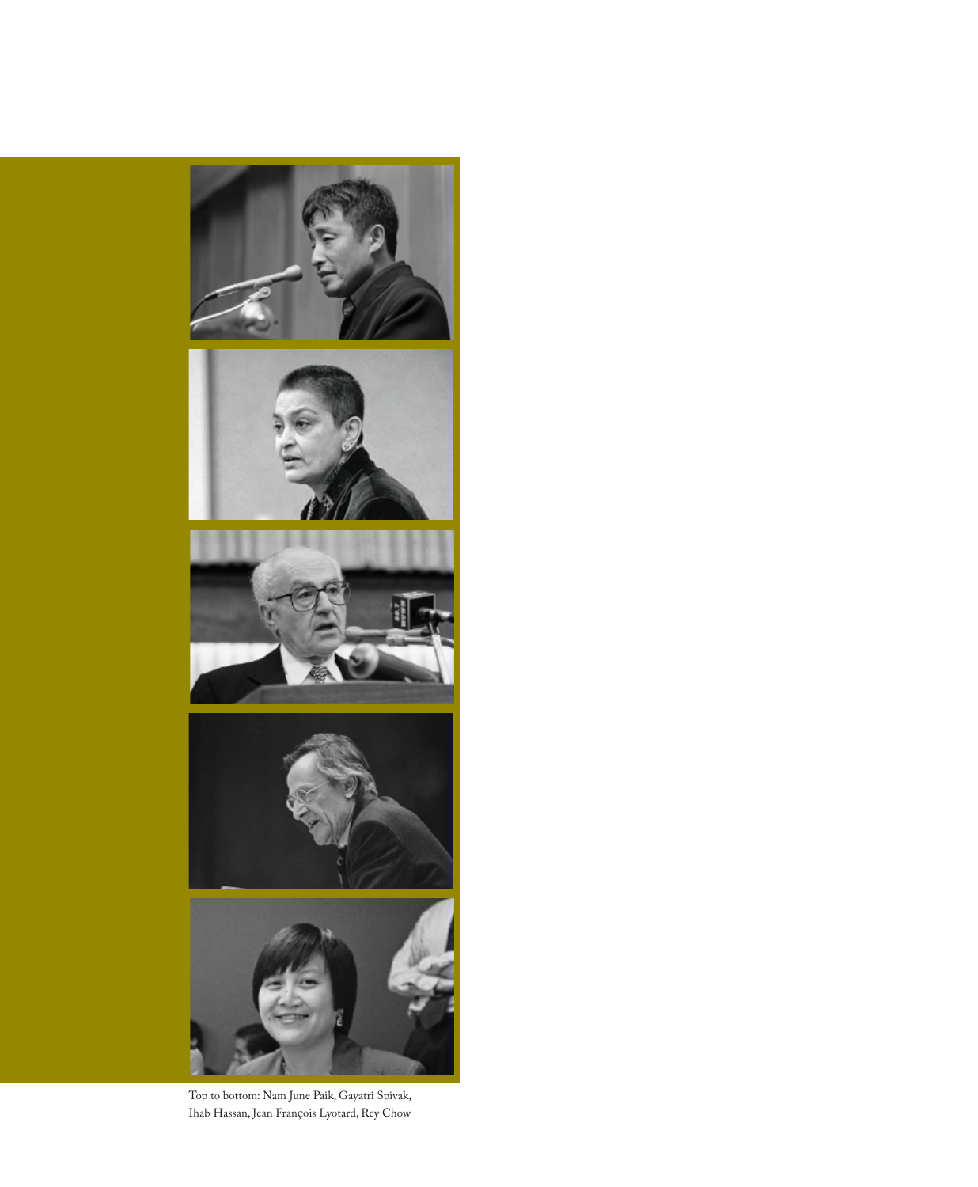Top to bottom: Nam June Paik, Gayatri Spivak, Ihab Hassan, Jean François Lyotard, Rey Chow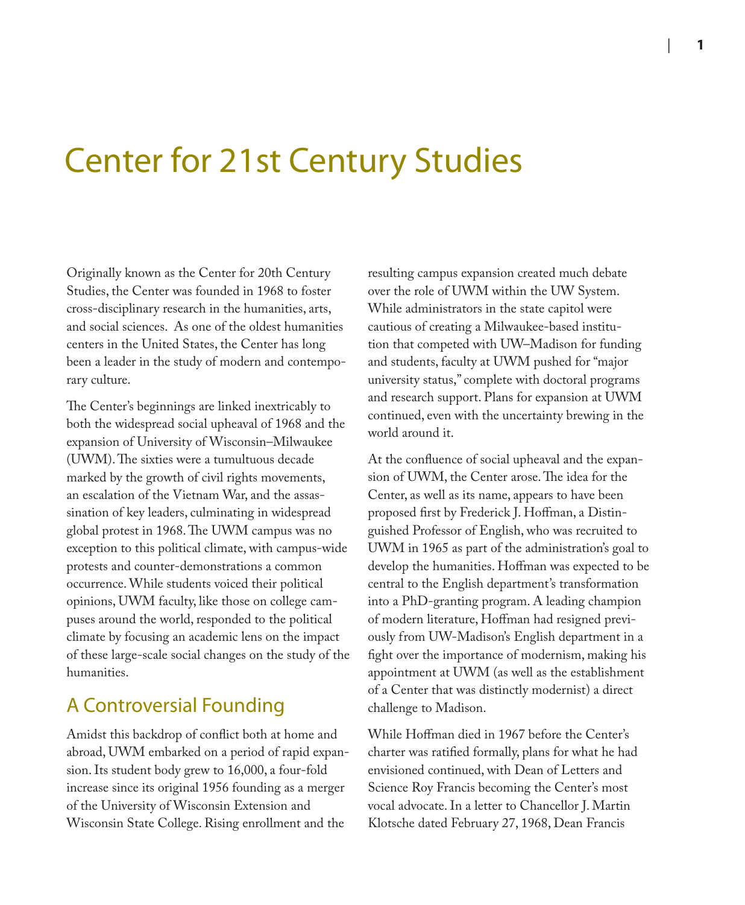# Center for 21st Century Studies

Originally known as the Center for 20th Century Studies, the Center was founded in 1968 to foster cross-disciplinary research in the humanities, arts, and social sciences. As one of the oldest humanities centers in the United States, the Center has long been a leader in the study of modern and contemporary culture.

The Center's beginnings are linked inextricably to both the widespread social upheaval of 1968 and the expansion of University of Wisconsin–Milwaukee (UWM). The sixties were a tumultuous decade marked by the growth of civil rights movements, an escalation of the Vietnam War, and the assassination of key leaders, culminating in widespread global protest in 1968. The UWM campus was no exception to this political climate, with campus-wide protests and counter-demonstrations a common occurrence. While students voiced their political opinions, UWM faculty, like those on college campuses around the world, responded to the political climate by focusing an academic lens on the impact of these large-scale social changes on the study of the humanities.

## A Controversial Founding

Amidst this backdrop of conflict both at home and abroad, UWM embarked on a period of rapid expansion. Its student body grew to 16,000, a four-fold increase since its original 1956 founding as a merger of the University of Wisconsin Extension and Wisconsin State College. Rising enrollment and the resulting campus expansion created much debate over the role of UWM within the UW System. While administrators in the state capitol were cautious of creating a Milwaukee-based institution that competed with UW–Madison for funding and students, faculty at UWM pushed for "major university status," complete with doctoral programs and research support. Plans for expansion at UWM continued, even with the uncertainty brewing in the world around it.

At the confluence of social upheaval and the expansion of UWM, the Center arose. The idea for the Center, as well as its name, appears to have been proposed first by Frederick J. Hoffman, a Distinguished Professor of English, who was recruited to UWM in 1965 as part of the administration's goal to develop the humanities. Hoffman was expected to be central to the English department's transformation into a PhD-granting program. A leading champion of modern literature, Hoffman had resigned previously from UW-Madison's English department in a fight over the importance of modernism, making his appointment at UWM (as well as the establishment of a Center that was distinctly modernist) a direct challenge to Madison.

While Hoffman died in 1967 before the Center's charter was ratified formally, plans for what he had envisioned continued, with Dean of Letters and Science Roy Francis becoming the Center's most vocal advocate. In a letter to Chancellor J. Martin Klotsche dated February 27, 1968, Dean Francis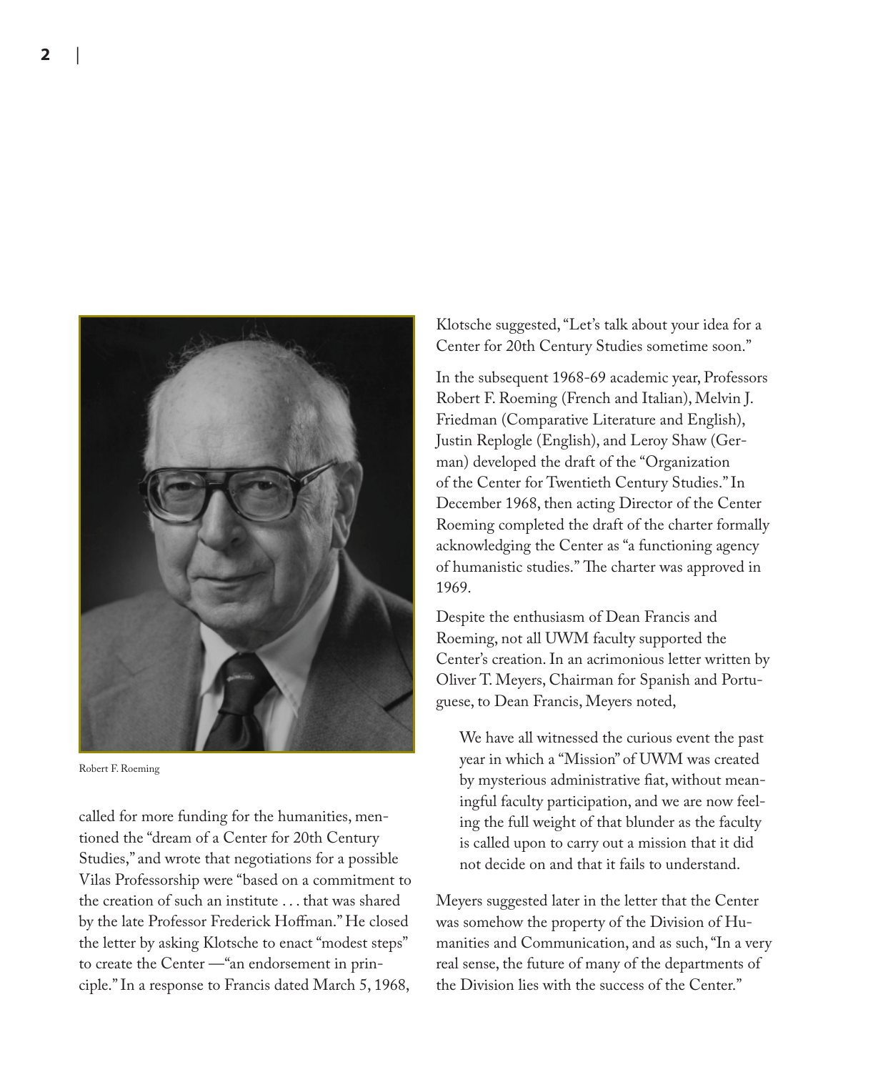Robert F. Roeming

called for more funding for the humanities, mentioned the "dream of a Center for 20th Century Studies," and wrote that negotiations for a possible Vilas Professorship were "based on a commitment to the creation of such an institute . . . that was shared by the late Professor Frederick Hoffman." He closed the letter by asking Klotsche to enact "modest steps" to create the Center —"an endorsement in principle." In a response to Francis dated March 5, 1968, Klotsche suggested, "Let's talk about your idea for a Center for 20th Century Studies sometime soon."

In the subsequent 1968-69 academic year, Professors Robert F. Roeming (French and Italian), Melvin J. Friedman (Comparative Literature and English), Justin Replogle (English), and Leroy Shaw (German) developed the draft of the "Organization of the Center for Twentieth Century Studies." In December 1968, then acting Director of the Center Roeming completed the draft of the charter formally acknowledging the Center as "a functioning agency of humanistic studies." The charter was approved in 1969.

Despite the enthusiasm of Dean Francis and Roeming, not all UWM faculty supported the Center's creation. In an acrimonious letter written by Oliver T. Meyers, Chairman for Spanish and Portuguese, to Dean Francis, Meyers noted,

> We have all witnessed the curious event the past year in which a "Mission" of UWM was created by mysterious administrative fiat, without meaningful faculty participation, and we are now feeling the full weight of that blunder as the faculty is called upon to carry out a mission that it did not decide on and that it fails to understand.

Meyers suggested later in the letter that the Center was somehow the property of the Division of Humanities and Communication, and as such, "In a very real sense, the future of many of the departments of the Division lies with the success of the Center."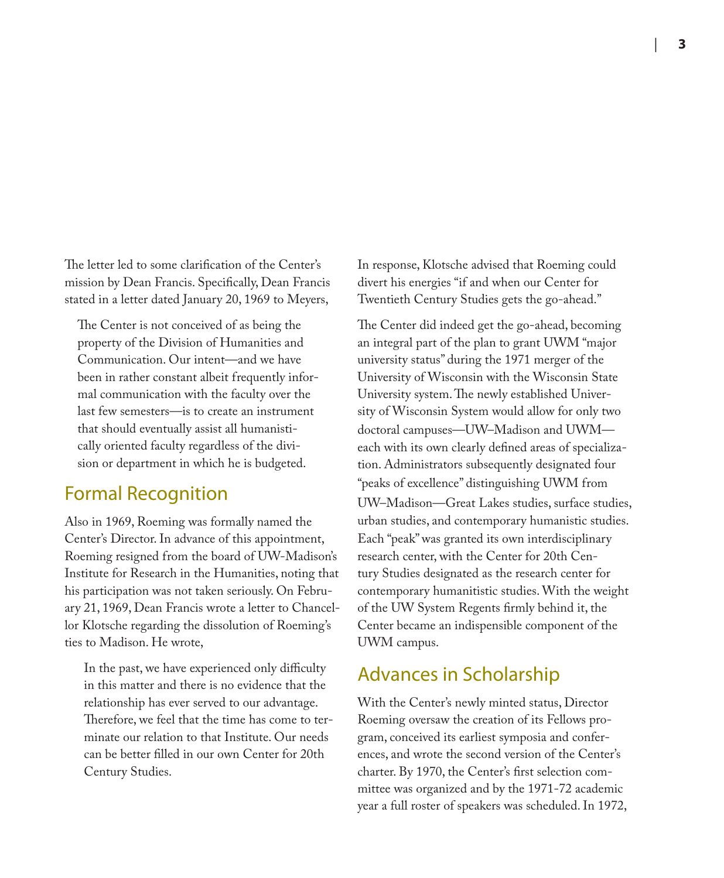The letter led to some clarification of the Center's mission by Dean Francis. Specifically, Dean Francis stated in a letter dated January 20, 1969 to Meyers,

> The Center is not conceived of as being the property of the Division of Humanities and Communication. Our intent—and we have been in rather constant albeit frequently informal communication with the faculty over the last few semesters—is to create an instrument that should eventually assist all humanistically oriented faculty regardless of the division or department in which he is budgeted.

## Formal Recognition

Also in 1969, Roeming was formally named the Center's Director. In advance of this appointment, Roeming resigned from the board of UW-Madison's Institute for Research in the Humanities, noting that his participation was not taken seriously. On February 21, 1969, Dean Francis wrote a letter to Chancellor Klotsche regarding the dissolution of Roeming's ties to Madison. He wrote,

> In the past, we have experienced only difficulty in this matter and there is no evidence that the relationship has ever served to our advantage. Therefore, we feel that the time has come to terminate our relation to that Institute. Our needs can be better filled in our own Center for 20th Century Studies.

In response, Klotsche advised that Roeming could divert his energies "if and when our Center for Twentieth Century Studies gets the go-ahead."

The Center did indeed get the go-ahead, becoming an integral part of the plan to grant UWM "major university status" during the 1971 merger of the University of Wisconsin with the Wisconsin State University system. The newly established University of Wisconsin System would allow for only two doctoral campuses—UW–Madison and UWM—each with its own clearly defined areas of specialization. Administrators subsequently designated four "peaks of excellence" distinguishing UWM from UW–Madison—Great Lakes studies, surface studies, urban studies, and contemporary humanistic studies. Each "peak" was granted its own interdisciplinary research center, with the Center for 20th Century Studies designated as the research center for contemporary humanitistic studies. With the weight of the UW System Regents firmly behind it, the Center became an indispensible component of the UWM campus.

## Advances in Scholarship

With the Center's newly minted status, Director Roeming oversaw the creation of its Fellows program, conceived its earliest symposia and conferences, and wrote the second version of the Center's charter. By 1970, the Center's first selection committee was organized and by the 1971-72 academic year a full roster of speakers was scheduled. In 1972,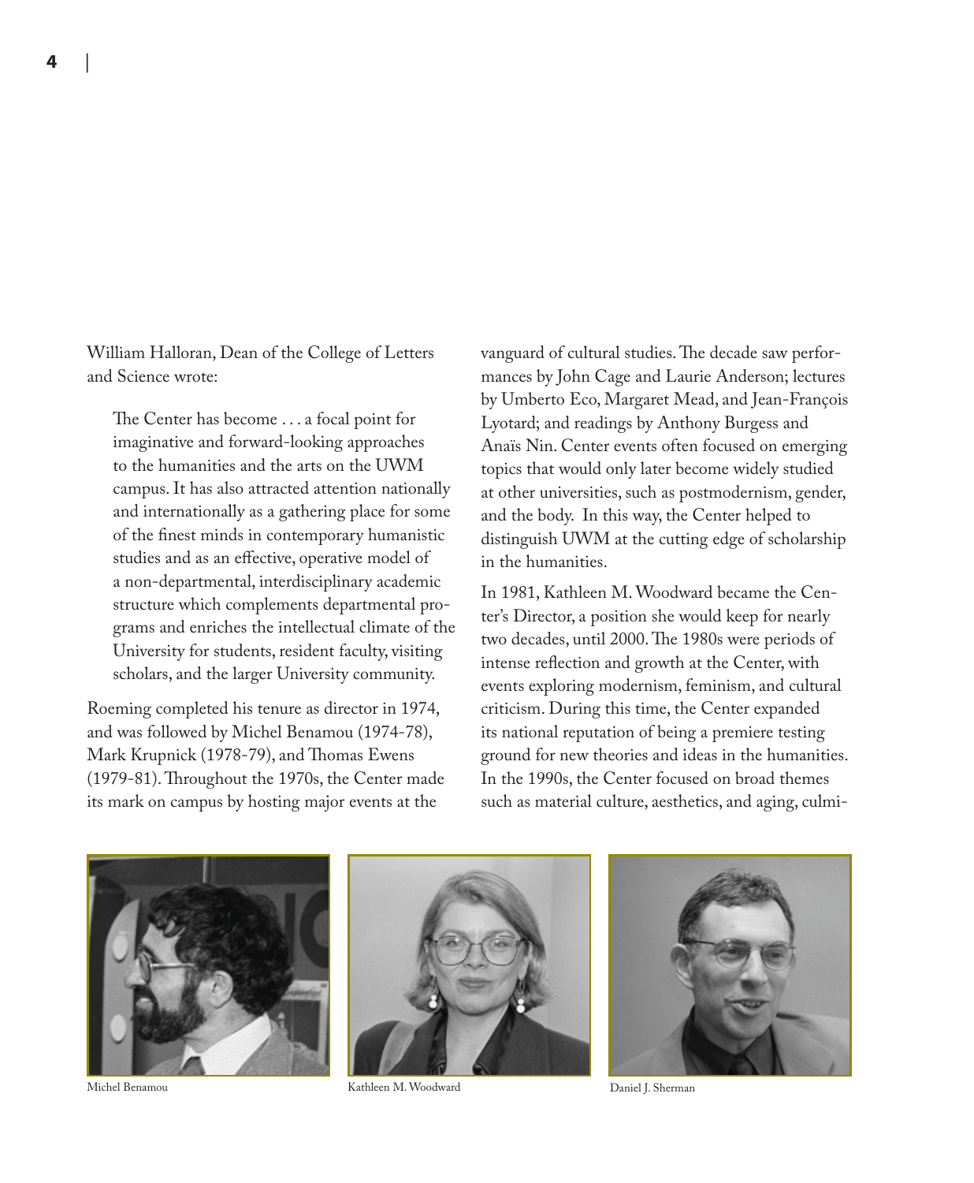William Halloran, Dean of the College of Letters and Science wrote:

> The Center has become . . . a focal point for imaginative and forward-looking approaches to the humanities and the arts on the UWM campus. It has also attracted attention nationally and internationally as a gathering place for some of the finest minds in contemporary humanistic studies and as an effective, operative model of a non-departmental, interdisciplinary academic structure which complements departmental programs and enriches the intellectual climate of the University for students, resident faculty, visiting scholars, and the larger University community.

Roeming completed his tenure as director in 1974, and was followed by Michel Benamou (1974-78), Mark Krupnick (1978-79), and Thomas Ewens (1979-81). Throughout the 1970s, the Center made its mark on campus by hosting major events at the vanguard of cultural studies. The decade saw performances by John Cage and Laurie Anderson; lectures by Umberto Eco, Margaret Mead, and Jean-François Lyotard; and readings by Anthony Burgess and Anaïs Nin. Center events often focused on emerging topics that would only later become widely studied at other universities, such as postmodernism, gender, and the body. In this way, the Center helped to distinguish UWM at the cutting edge of scholarship in the humanities.

In 1981, Kathleen M. Woodward became the Center's Director, a position she would keep for nearly two decades, until 2000. The 1980s were periods of intense reflection and growth at the Center, with events exploring modernism, feminism, and cultural criticism. During this time, the Center expanded its national reputation of being a premiere testing ground for new theories and ideas in the humanities. In the 1990s, the Center focused on broad themes such as material culture, aesthetics, and aging, culmi-

Michel Benamou

Kathleen M. Woodward

Daniel J. Sherman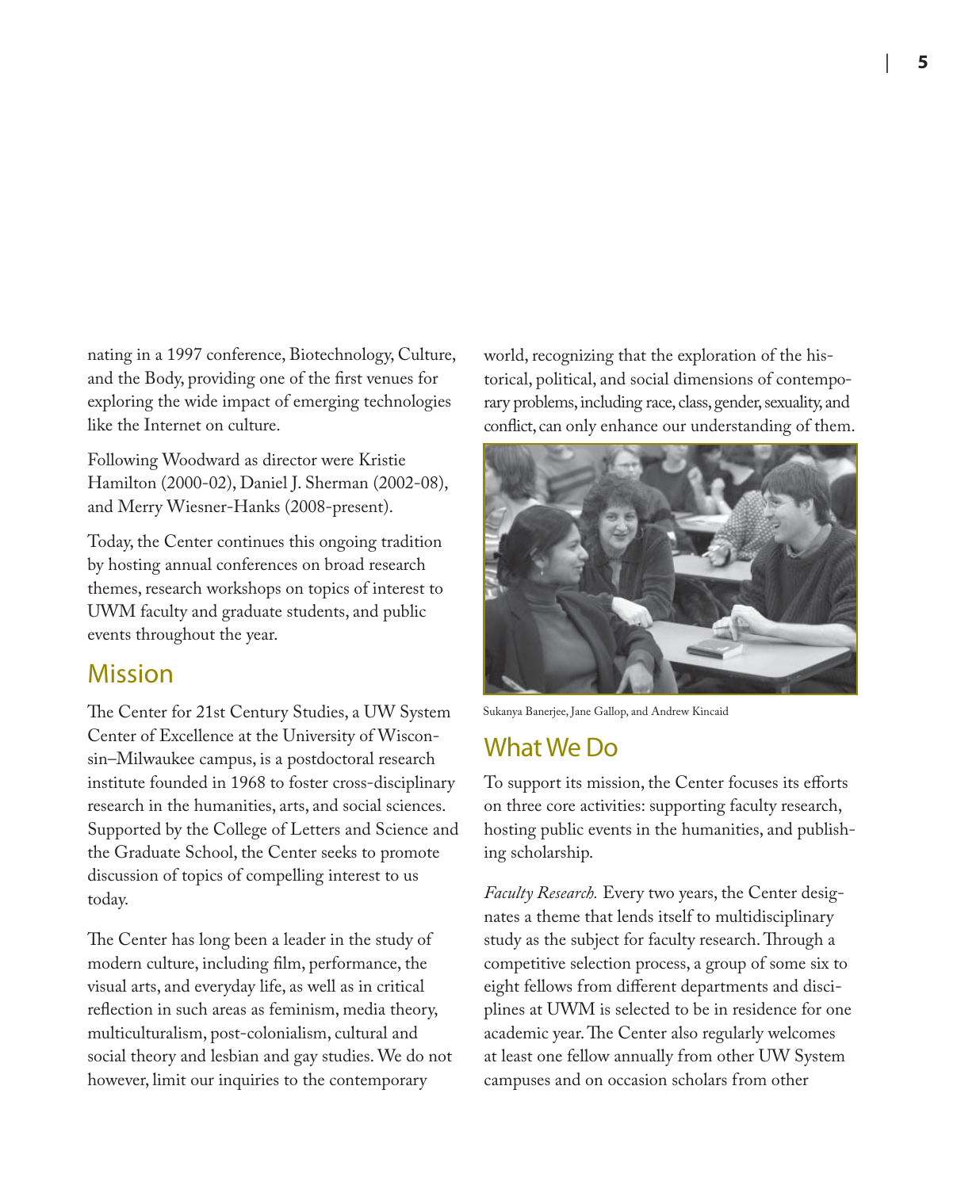nating in a 1997 conference, Biotechnology, Culture, and the Body, providing one of the first venues for exploring the wide impact of emerging technologies like the Internet on culture.

Following Woodward as director were Kristie Hamilton (2000-02), Daniel J. Sherman (2002-08), and Merry Wiesner-Hanks (2008-present).

Today, the Center continues this ongoing tradition by hosting annual conferences on broad research themes, research workshops on topics of interest to UWM faculty and graduate students, and public events throughout the year.

## Mission

The Center for 21st Century Studies, a UW System Center of Excellence at the University of Wisconsin–Milwaukee campus, is a postdoctoral research institute founded in 1968 to foster cross-disciplinary research in the humanities, arts, and social sciences. Supported by the College of Letters and Science and the Graduate School, the Center seeks to promote discussion of topics of compelling interest to us today.

The Center has long been a leader in the study of modern culture, including film, performance, the visual arts, and everyday life, as well as in critical reflection in such areas as feminism, media theory, multiculturalism, post-colonialism, cultural and social theory and lesbian and gay studies. We do not however, limit our inquiries to the contemporary world, recognizing that the exploration of the historical, political, and social dimensions of contemporary problems, including race, class, gender, sexuality, and conflict, can only enhance our understanding of them.

Sukanya Banerjee, Jane Gallop, and Andrew Kincaid

## What We Do

To support its mission, the Center focuses its efforts on three core activities: supporting faculty research, hosting public events in the humanities, and publishing scholarship.

*Faculty Research.* Every two years, the Center designates a theme that lends itself to multidisciplinary study as the subject for faculty research. Through a competitive selection process, a group of some six to eight fellows from different departments and disciplines at UWM is selected to be in residence for one academic year. The Center also regularly welcomes at least one fellow annually from other UW System campuses and on occasion scholars from other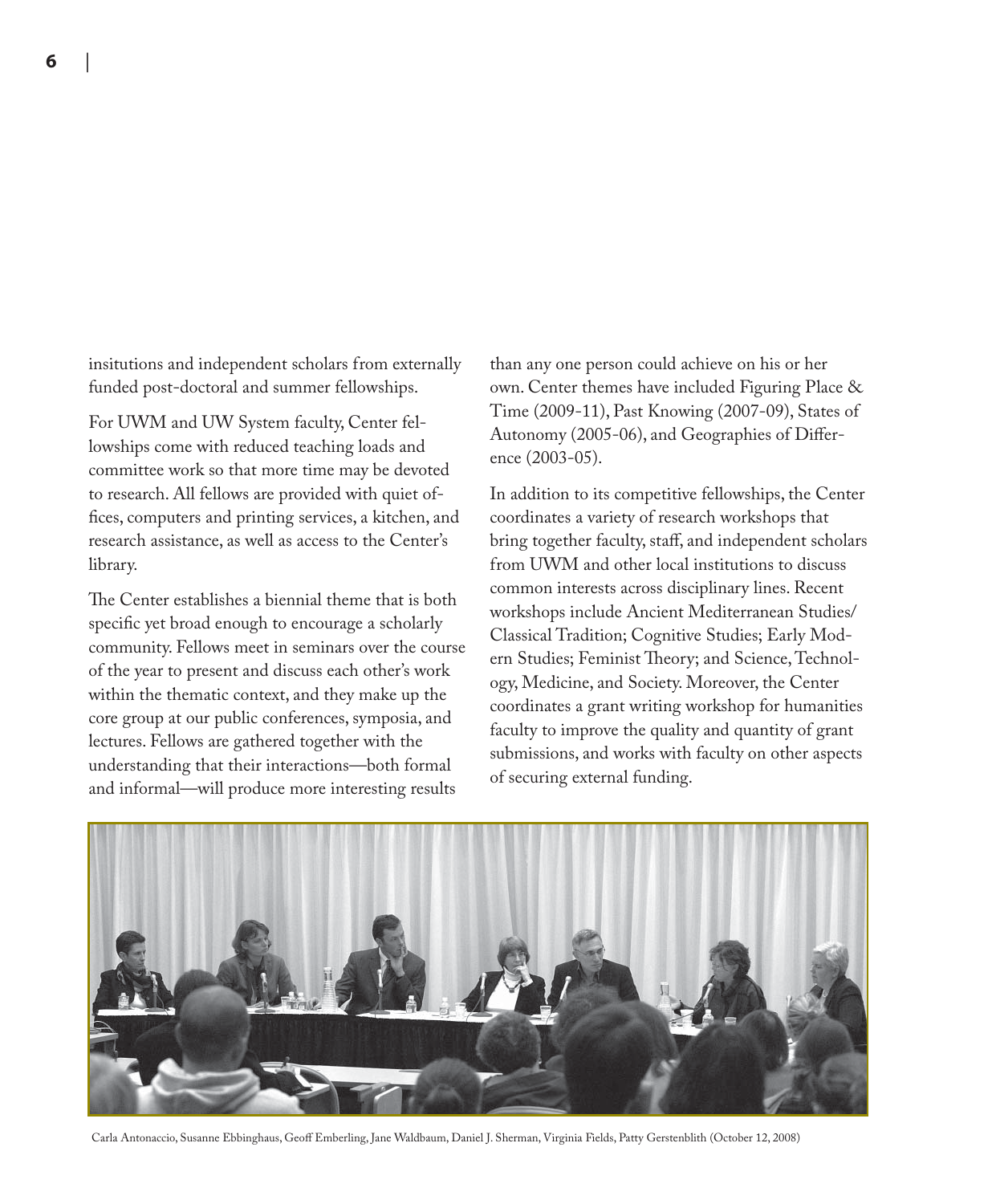insitutions and independent scholars from externally funded post-doctoral and summer fellowships.

For UWM and UW System faculty, Center fellowships come with reduced teaching loads and committee work so that more time may be devoted to research. All fellows are provided with quiet offices, computers and printing services, a kitchen, and research assistance, as well as access to the Center's library.

The Center establishes a biennial theme that is both specific yet broad enough to encourage a scholarly community. Fellows meet in seminars over the course of the year to present and discuss each other's work within the thematic context, and they make up the core group at our public conferences, symposia, and lectures. Fellows are gathered together with the understanding that their interactions—both formal and informal—will produce more interesting results than any one person could achieve on his or her own. Center themes have included Figuring Place & Time (2009-11), Past Knowing (2007-09), States of Autonomy (2005-06), and Geographies of Difference (2003-05).

In addition to its competitive fellowships, the Center coordinates a variety of research workshops that bring together faculty, staff, and independent scholars from UWM and other local institutions to discuss common interests across disciplinary lines. Recent workshops include Ancient Mediterranean Studies/Classical Tradition; Cognitive Studies; Early Modern Studies; Feminist Theory; and Science, Technology, Medicine, and Society. Moreover, the Center coordinates a grant writing workshop for humanities faculty to improve the quality and quantity of grant submissions, and works with faculty on other aspects of securing external funding.

Carla Antonaccio, Susanne Ebbinghaus, Geoff Emberling, Jane Waldbaum, Daniel J. Sherman, Virginia Fields, Patty Gerstenblith (October 12, 2008)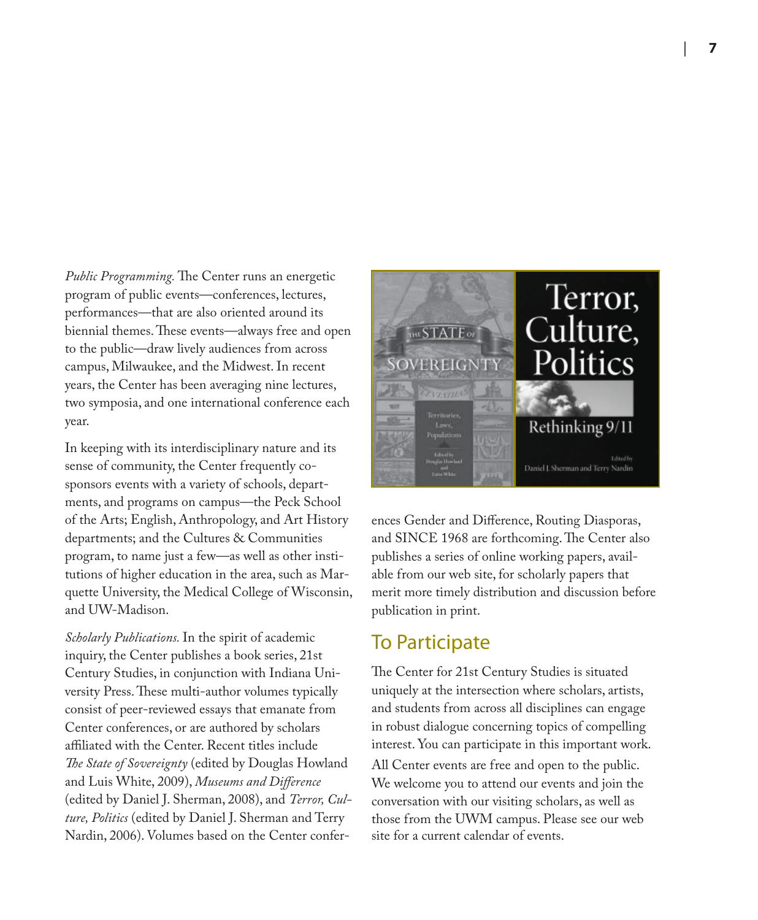*Public Programming.* The Center runs an energetic program of public events—conferences, lectures, performances—that are also oriented around its biennial themes. These events—always free and open to the public—draw lively audiences from across campus, Milwaukee, and the Midwest. In recent years, the Center has been averaging nine lectures, two symposia, and one international conference each year.

In keeping with its interdisciplinary nature and its sense of community, the Center frequently co-sponsors events with a variety of schools, departments, and programs on campus—the Peck School of the Arts; English, Anthropology, and Art History departments; and the Cultures & Communities program, to name just a few—as well as other institutions of higher education in the area, such as Marquette University, the Medical College of Wisconsin, and UW-Madison.

*Scholarly Publications.* In the spirit of academic inquiry, the Center publishes a book series, 21st Century Studies, in conjunction with Indiana University Press. These multi-author volumes typically consist of peer-reviewed essays that emanate from Center conferences, or are authored by scholars affiliated with the Center. Recent titles include *The State of Sovereignty* (edited by Douglas Howland and Luis White, 2009), *Museums and Difference* (edited by Daniel J. Sherman, 2008), and *Terror, Culture, Politics* (edited by Daniel J. Sherman and Terry Nardin, 2006). Volumes based on the Center conferences Gender and Difference, Routing Diasporas, and SINCE 1968 are forthcoming. The Center also publishes a series of online working papers, available from our web site, for scholarly papers that merit more timely distribution and discussion before publication in print.

## To Participate

The Center for 21st Century Studies is situated uniquely at the intersection where scholars, artists, and students from across all disciplines can engage in robust dialogue concerning topics of compelling interest. You can participate in this important work. All Center events are free and open to the public. We welcome you to attend our events and join the conversation with our visiting scholars, as well as those from the UWM campus. Please see our web site for a current calendar of events.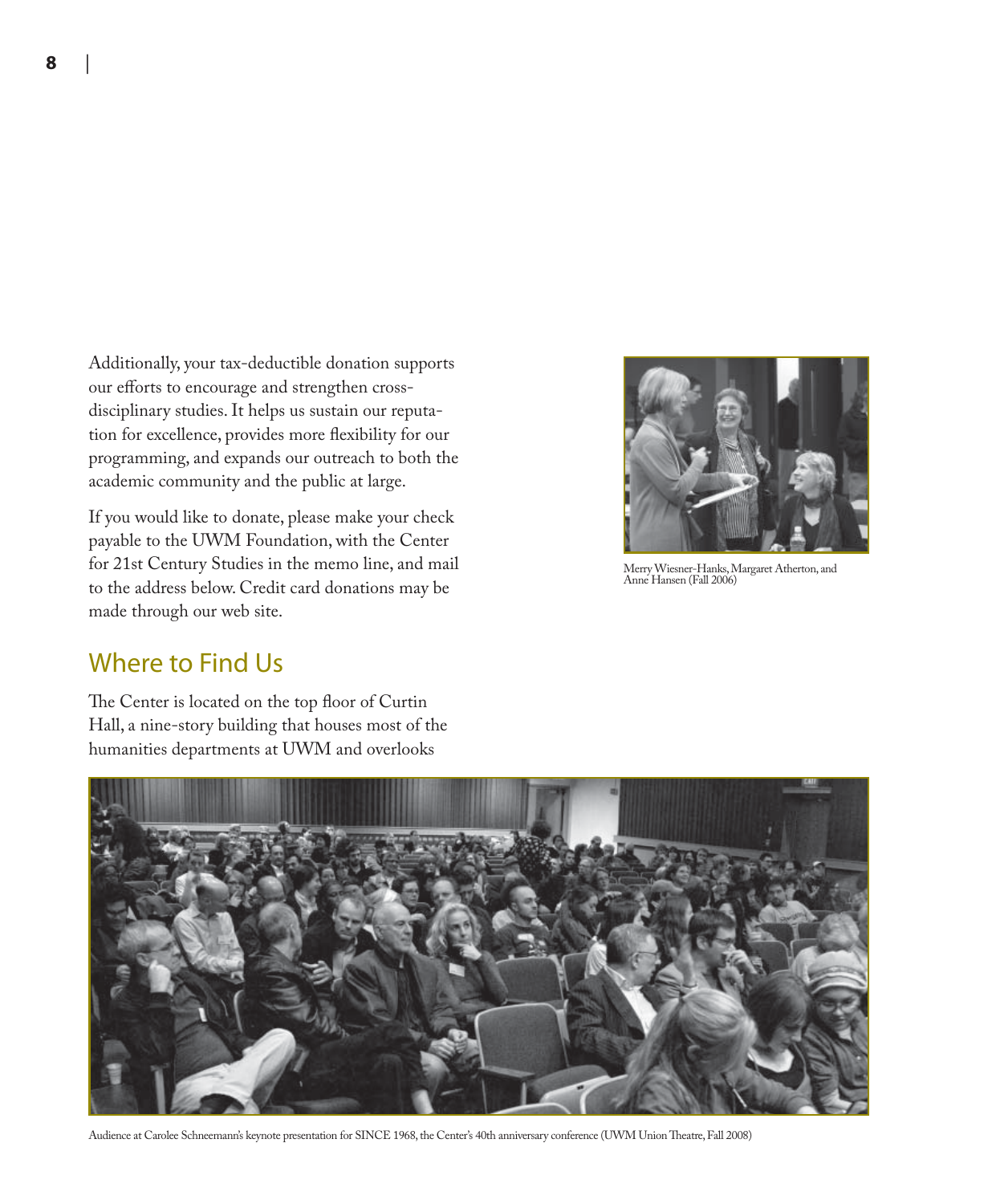Additionally, your tax-deductible donation supports our efforts to encourage and strengthen cross-disciplinary studies. It helps us sustain our reputation for excellence, provides more flexibility for our programming, and expands our outreach to both the academic community and the public at large.

If you would like to donate, please make your check payable to the UWM Foundation, with the Center for 21st Century Studies in the memo line, and mail to the address below. Credit card donations may be made through our web site.

Merry Wiesner-Hanks, Margaret Atherton, and Anne Hansen (Fall 2006)

## Where to Find Us

The Center is located on the top floor of Curtin Hall, a nine-story building that houses most of the humanities departments at UWM and overlooks

Audience at Carolee Schneemann's keynote presentation for SINCE 1968, the Center's 40th anniversary conference (UWM Union Theatre, Fall 2008)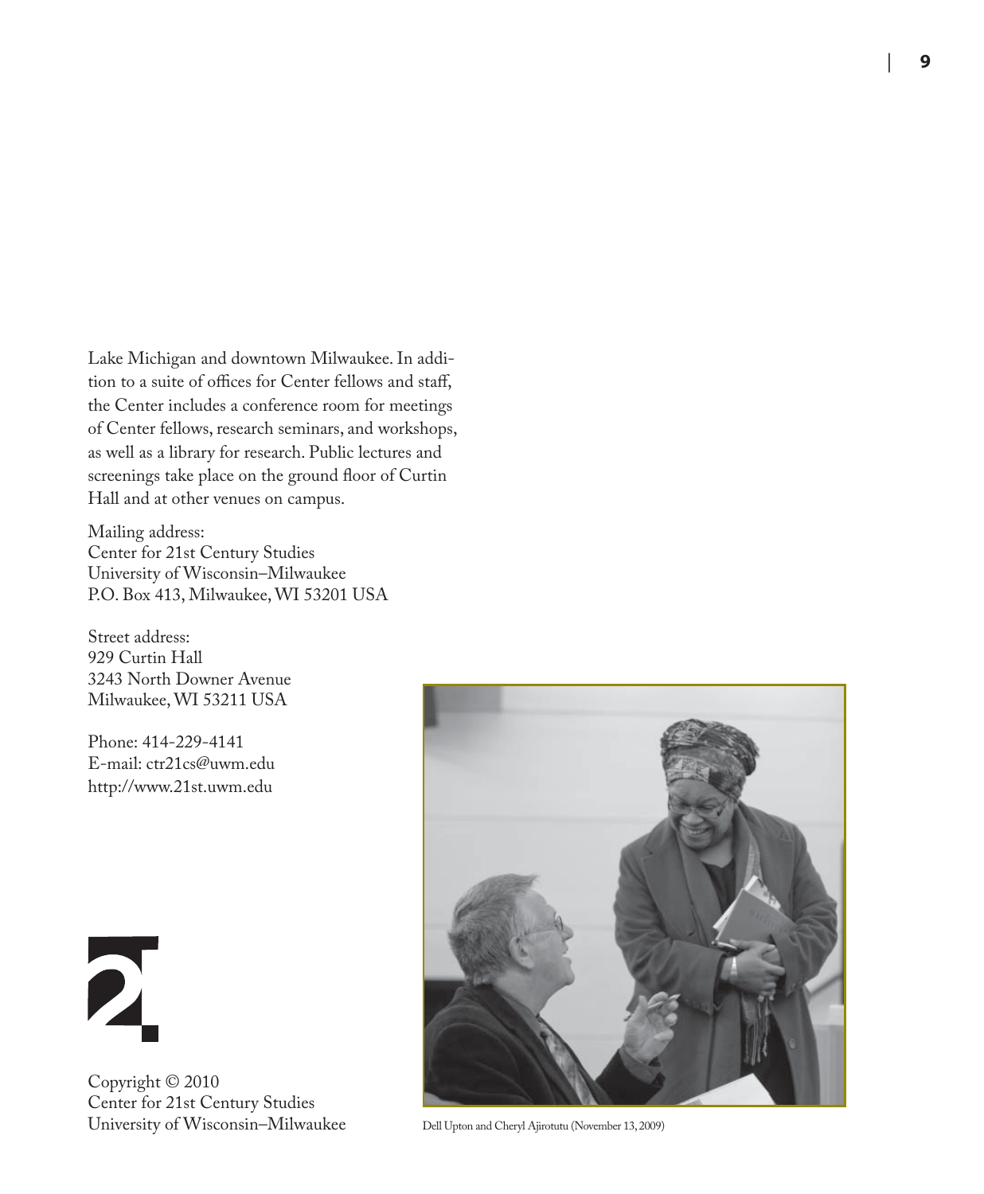Lake Michigan and downtown Milwaukee. In addition to a suite of offices for Center fellows and staff, the Center includes a conference room for meetings of Center fellows, research seminars, and workshops, as well as a library for research. Public lectures and screenings take place on the ground floor of Curtin Hall and at other venues on campus.

Mailing address:
Center for 21st Century Studies
University of Wisconsin–Milwaukee
P.O. Box 413, Milwaukee, WI 53201 USA

Street address:
929 Curtin Hall
3243 North Downer Avenue
Milwaukee, WI 53211 USA

Phone: 414-229-4141
E-mail: ctr21cs@uwm.edu
http://www.21st.uwm.edu

Copyright © 2010
Center for 21st Century Studies
University of Wisconsin–Milwaukee

Dell Upton and Cheryl Ajirotutu (November 13, 2009)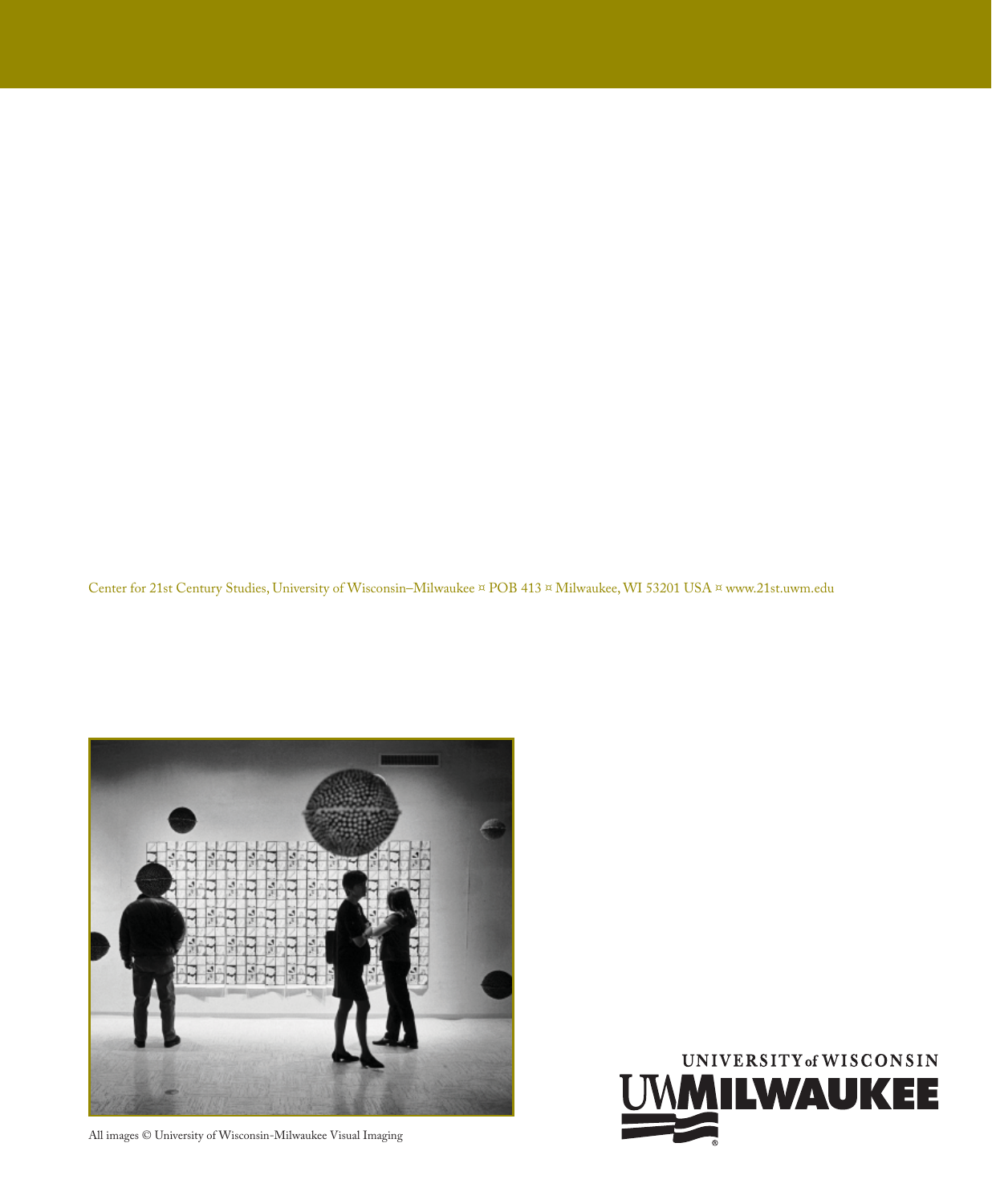Center for 21st Century Studies, University of Wisconsin–Milwaukee ¤ POB 413 ¤ Milwaukee, WI 53201 USA ¤ www.21st.uwm.edu

All images © University of Wisconsin-Milwaukee Visual Imaging

UNIVERSITY of WISCONSIN
UWMILWAUKEE